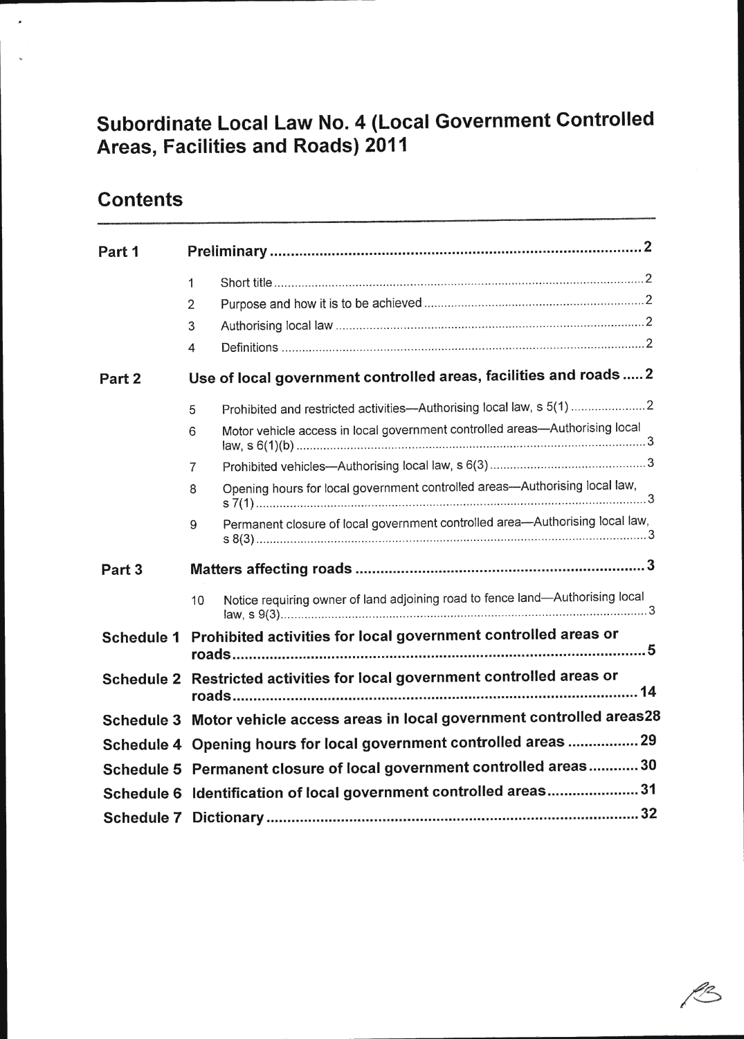# Subordinate Local Law No. 4 (Local Government Controlled Areas, Facilities and Roads) 2011

## Contents

| | | |
|---|---|---|
| **Part 1** | **Preliminary** | **2** |
| | 1 Short title | 2 |
| | 2 Purpose and how it is to be achieved | 2 |
| | 3 Authorising local law | 2 |
| | 4 Definitions | 2 |
| **Part 2** | **Use of local government controlled areas, facilities and roads** | **2** |
| | 5 Prohibited and restricted activities—Authorising local law, s 5(1) | 2 |
| | 6 Motor vehicle access in local government controlled areas—Authorising local law, s 6(1)(b) | 3 |
| | 7 Prohibited vehicles—Authorising local law, s 6(3) | 3 |
| | 8 Opening hours for local government controlled areas—Authorising local law, s 7(1) | 3 |
| | 9 Permanent closure of local government controlled area—Authorising local law, s 8(3) | 3 |
| **Part 3** | **Matters affecting roads** | **3** |
| | 10 Notice requiring owner of land adjoining road to fence land—Authorising local law, s 9(3) | 3 |
| **Schedule 1** | **Prohibited activities for local government controlled areas or roads** | **5** |
| **Schedule 2** | **Restricted activities for local government controlled areas or roads** | **14** |
| **Schedule 3** | **Motor vehicle access areas in local government controlled areas** | **28** |
| **Schedule 4** | **Opening hours for local government controlled areas** | **29** |
| **Schedule 5** | **Permanent closure of local government controlled areas** | **30** |
| **Schedule 6** | **Identification of local government controlled areas** | **31** |
| **Schedule 7** | **Dictionary** | **32** |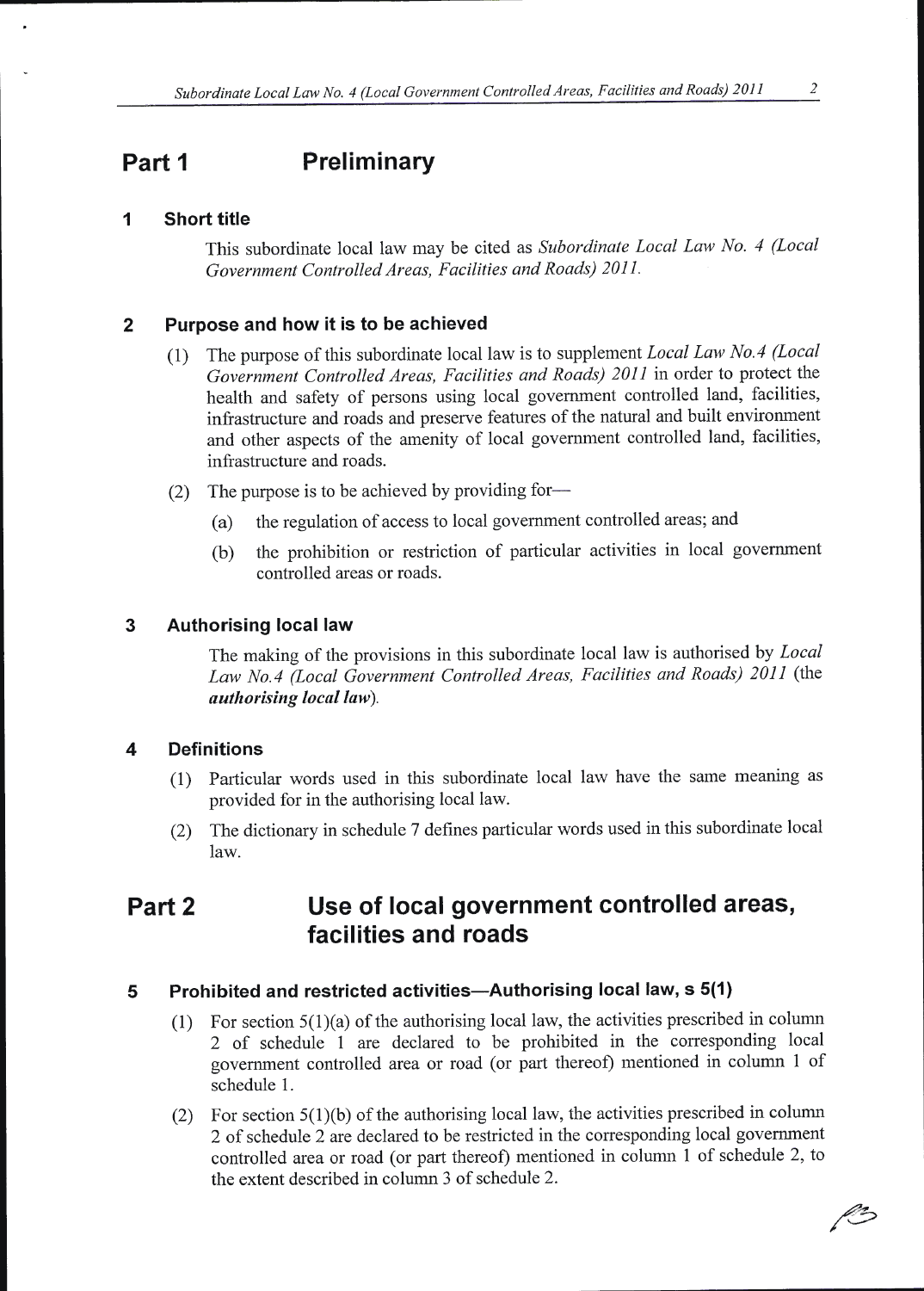## Part 1 Preliminary

### 1 Short title

This subordinate local law may be cited as *Subordinate Local Law No. 4 (Local Government Controlled Areas, Facilities and Roads) 2011*.

### 2 Purpose and how it is to be achieved

(1) The purpose of this subordinate local law is to supplement *Local Law No.4 (Local Government Controlled Areas, Facilities and Roads) 2011* in order to protect the health and safety of persons using local government controlled land, facilities, infrastructure and roads and preserve features of the natural and built environment and other aspects of the amenity of local government controlled land, facilities, infrastructure and roads.

(2) The purpose is to be achieved by providing for—

(a) the regulation of access to local government controlled areas; and

(b) the prohibition or restriction of particular activities in local government controlled areas or roads.

### 3 Authorising local law

The making of the provisions in this subordinate local law is authorised by *Local Law No.4 (Local Government Controlled Areas, Facilities and Roads) 2011* (the ***authorising local law***).

### 4 Definitions

(1) Particular words used in this subordinate local law have the same meaning as provided for in the authorising local law.

(2) The dictionary in schedule 7 defines particular words used in this subordinate local law.

## Part 2 Use of local government controlled areas, facilities and roads

### 5 Prohibited and restricted activities—Authorising local law, s 5(1)

(1) For section 5(1)(a) of the authorising local law, the activities prescribed in column 2 of schedule 1 are declared to be prohibited in the corresponding local government controlled area or road (or part thereof) mentioned in column 1 of schedule 1.

(2) For section 5(1)(b) of the authorising local law, the activities prescribed in column 2 of schedule 2 are declared to be restricted in the corresponding local government controlled area or road (or part thereof) mentioned in column 1 of schedule 2, to the extent described in column 3 of schedule 2.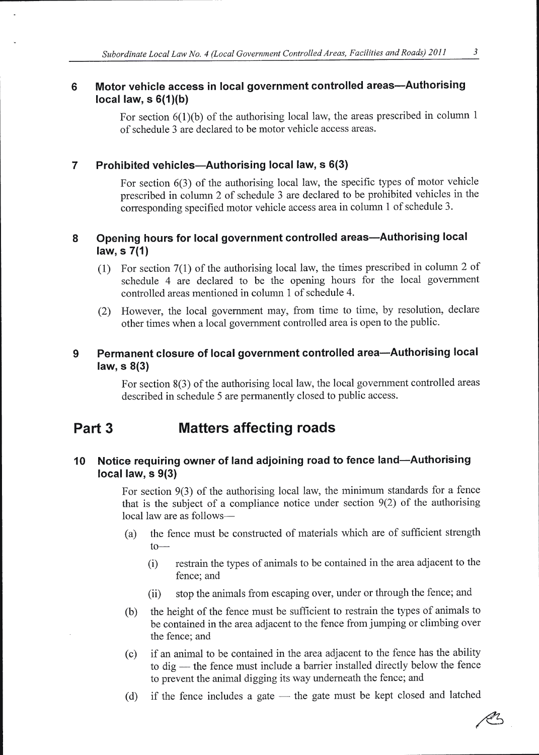### 6 Motor vehicle access in local government controlled areas—Authorising local law, s 6(1)(b)

For section 6(1)(b) of the authorising local law, the areas prescribed in column 1 of schedule 3 are declared to be motor vehicle access areas.

### 7 Prohibited vehicles—Authorising local law, s 6(3)

For section 6(3) of the authorising local law, the specific types of motor vehicle prescribed in column 2 of schedule 3 are declared to be prohibited vehicles in the corresponding specified motor vehicle access area in column 1 of schedule 3.

### 8 Opening hours for local government controlled areas—Authorising local law, s 7(1)

(1) For section 7(1) of the authorising local law, the times prescribed in column 2 of schedule 4 are declared to be the opening hours for the local government controlled areas mentioned in column 1 of schedule 4.

(2) However, the local government may, from time to time, by resolution, declare other times when a local government controlled area is open to the public.

### 9 Permanent closure of local government controlled area—Authorising local law, s 8(3)

For section 8(3) of the authorising local law, the local government controlled areas described in schedule 5 are permanently closed to public access.

## Part 3 Matters affecting roads

### 10 Notice requiring owner of land adjoining road to fence land—Authorising local law, s 9(3)

For section 9(3) of the authorising local law, the minimum standards for a fence that is the subject of a compliance notice under section 9(2) of the authorising local law are as follows—

(a) the fence must be constructed of materials which are of sufficient strength to—

  (i) restrain the types of animals to be contained in the area adjacent to the fence; and

  (ii) stop the animals from escaping over, under or through the fence; and

(b) the height of the fence must be sufficient to restrain the types of animals to be contained in the area adjacent to the fence from jumping or climbing over the fence; and

(c) if an animal to be contained in the area adjacent to the fence has the ability to dig — the fence must include a barrier installed directly below the fence to prevent the animal digging its way underneath the fence; and

(d) if the fence includes a gate — the gate must be kept closed and latched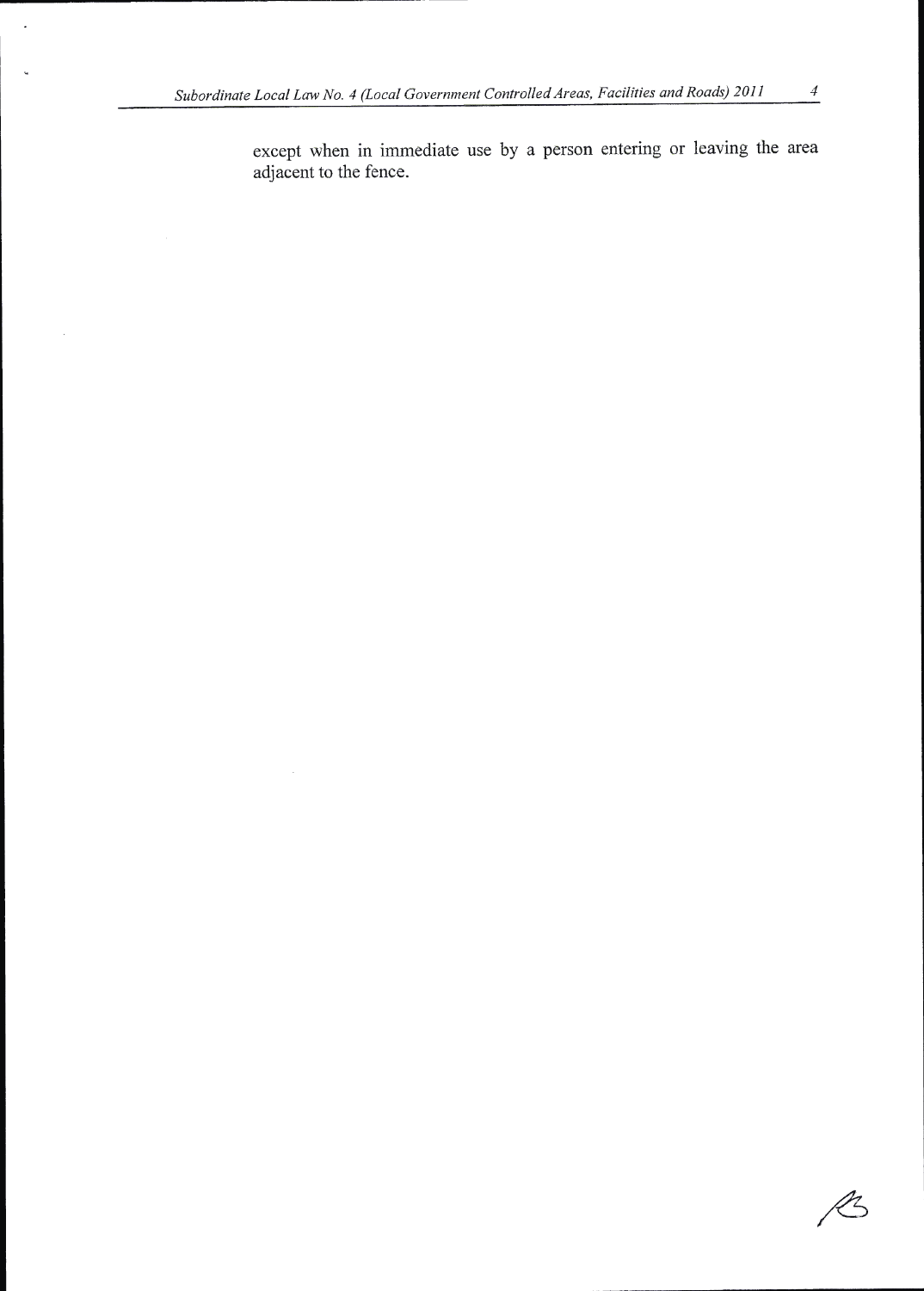except when in immediate use by a person entering or leaving the area adjacent to the fence.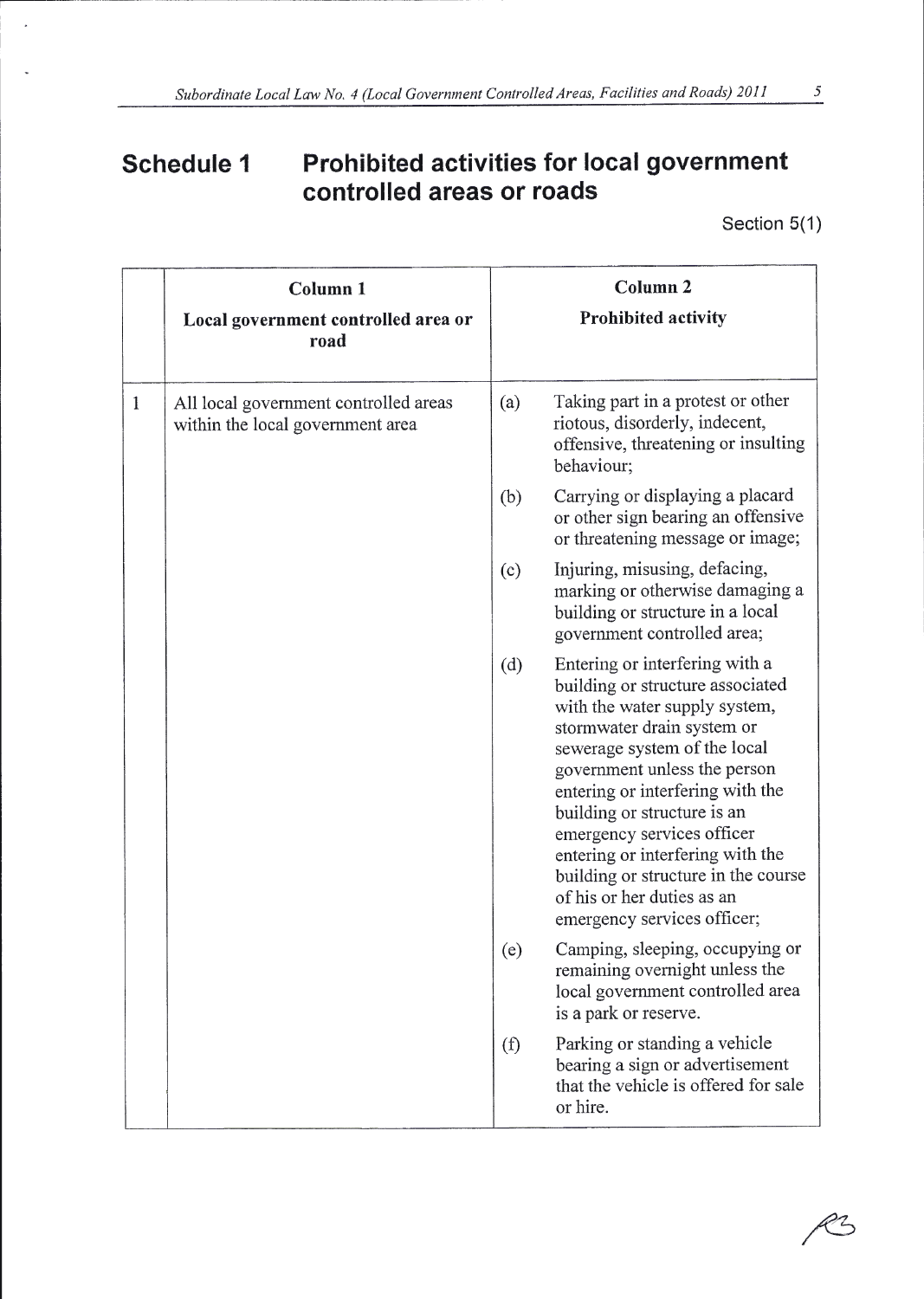# Schedule 1 Prohibited activities for local government controlled areas or roads

Section 5(1)

| | Column 1<br>Local government controlled area or road | Column 2<br>Prohibited activity |
|---|---|---|
| 1 | All local government controlled areas within the local government area | (a) Taking part in a protest or other riotous, disorderly, indecent, offensive, threatening or insulting behaviour; |
| | | (b) Carrying or displaying a placard or other sign bearing an offensive or threatening message or image; |
| | | (c) Injuring, misusing, defacing, marking or otherwise damaging a building or structure in a local government controlled area; |
| | | (d) Entering or interfering with a building or structure associated with the water supply system, stormwater drain system or sewerage system of the local government unless the person entering or interfering with the building or structure is an emergency services officer entering or interfering with the building or structure in the course of his or her duties as an emergency services officer; |
| | | (e) Camping, sleeping, occupying or remaining overnight unless the local government controlled area is a park or reserve. |
| | | (f) Parking or standing a vehicle bearing a sign or advertisement that the vehicle is offered for sale or hire. |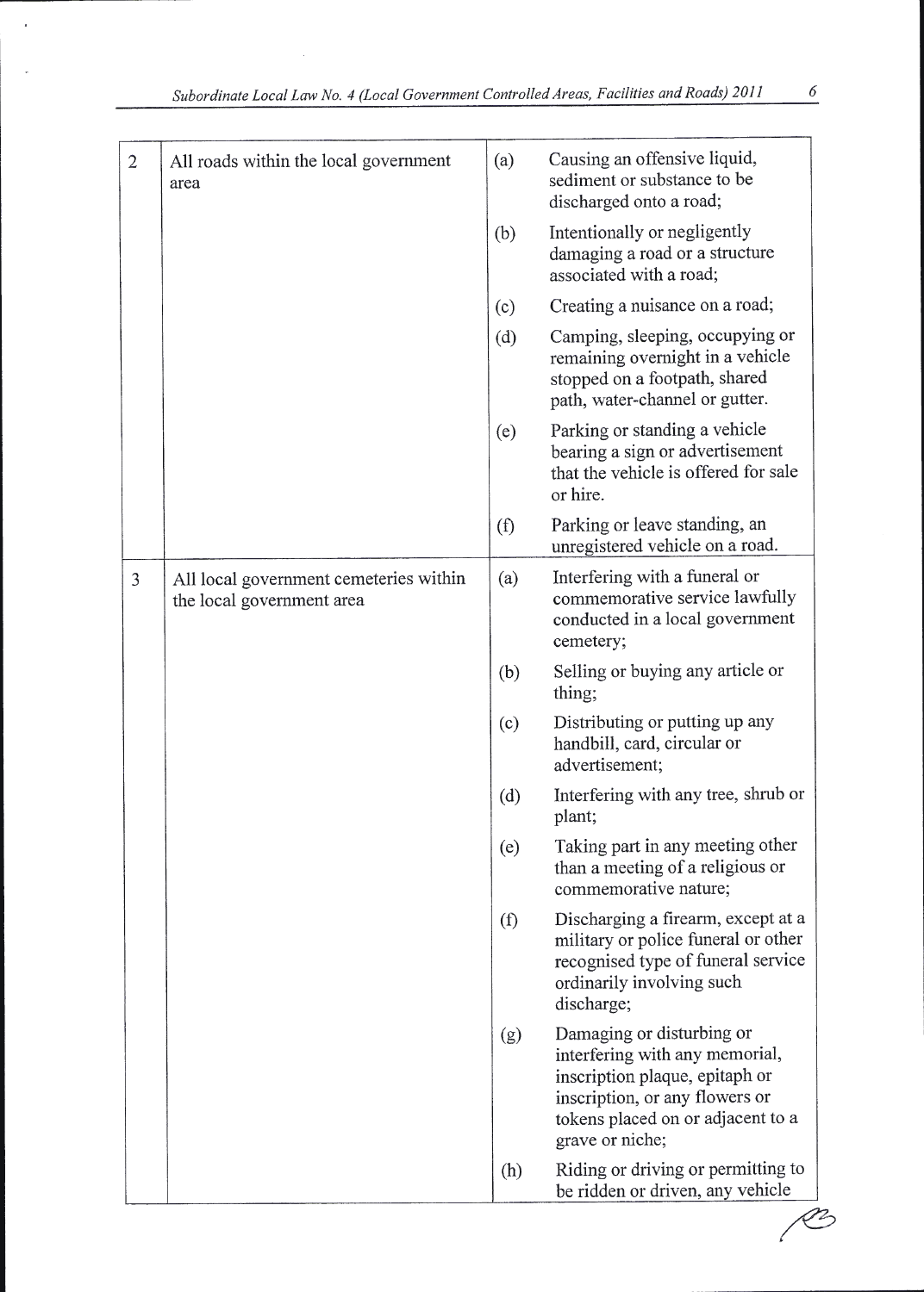| | | | |
|---|---|---|---|
| 2 | All roads within the local government area | (a) | Causing an offensive liquid, sediment or substance to be discharged onto a road; |
| | | (b) | Intentionally or negligently damaging a road or a structure associated with a road; |
| | | (c) | Creating a nuisance on a road; |
| | | (d) | Camping, sleeping, occupying or remaining overnight in a vehicle stopped on a footpath, shared path, water-channel or gutter. |
| | | (e) | Parking or standing a vehicle bearing a sign or advertisement that the vehicle is offered for sale or hire. |
| | | (f) | Parking or leave standing, an unregistered vehicle on a road. |
| 3 | All local government cemeteries within the local government area | (a) | Interfering with a funeral or commemorative service lawfully conducted in a local government cemetery; |
| | | (b) | Selling or buying any article or thing; |
| | | (c) | Distributing or putting up any handbill, card, circular or advertisement; |
| | | (d) | Interfering with any tree, shrub or plant; |
| | | (e) | Taking part in any meeting other than a meeting of a religious or commemorative nature; |
| | | (f) | Discharging a firearm, except at a military or police funeral or other recognised type of funeral service ordinarily involving such discharge; |
| | | (g) | Damaging or disturbing or interfering with any memorial, inscription plaque, epitaph or inscription, or any flowers or tokens placed on or adjacent to a grave or niche; |
| | | (h) | Riding or driving or permitting to be ridden or driven, any vehicle |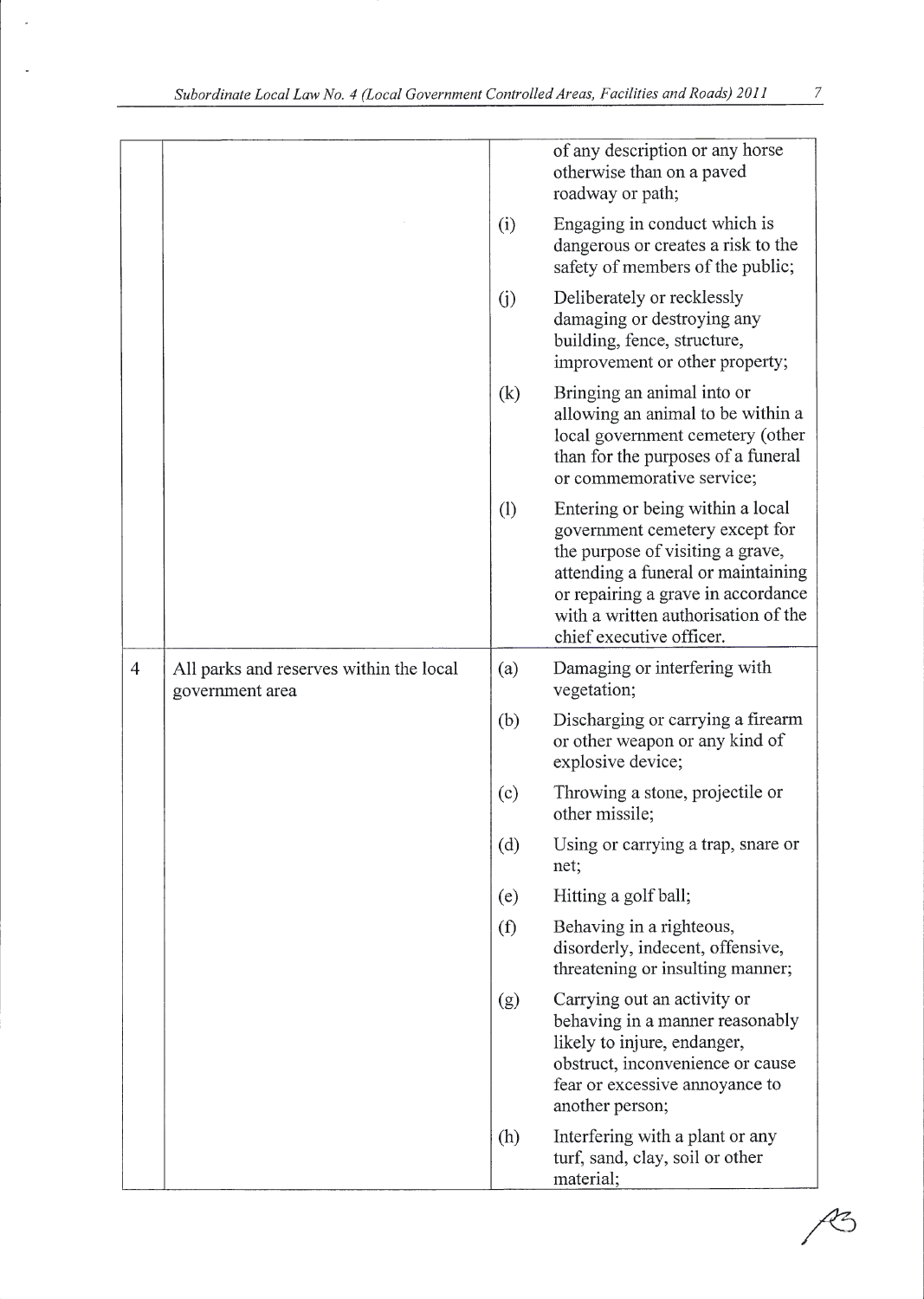| | | | |
|---|---|---|---|
| | | | of any description or any horse otherwise than on a paved roadway or path; |
| | | (i) | Engaging in conduct which is dangerous or creates a risk to the safety of members of the public; |
| | | (j) | Deliberately or recklessly damaging or destroying any building, fence, structure, improvement or other property; |
| | | (k) | Bringing an animal into or allowing an animal to be within a local government cemetery (other than for the purposes of a funeral or commemorative service; |
| | | (l) | Entering or being within a local government cemetery except for the purpose of visiting a grave, attending a funeral or maintaining or repairing a grave in accordance with a written authorisation of the chief executive officer. |
| 4 | All parks and reserves within the local government area | (a) | Damaging or interfering with vegetation; |
| | | (b) | Discharging or carrying a firearm or other weapon or any kind of explosive device; |
| | | (c) | Throwing a stone, projectile or other missile; |
| | | (d) | Using or carrying a trap, snare or net; |
| | | (e) | Hitting a golf ball; |
| | | (f) | Behaving in a righteous, disorderly, indecent, offensive, threatening or insulting manner; |
| | | (g) | Carrying out an activity or behaving in a manner reasonably likely to injure, endanger, obstruct, inconvenience or cause fear or excessive annoyance to another person; |
| | | (h) | Interfering with a plant or any turf, sand, clay, soil or other material; |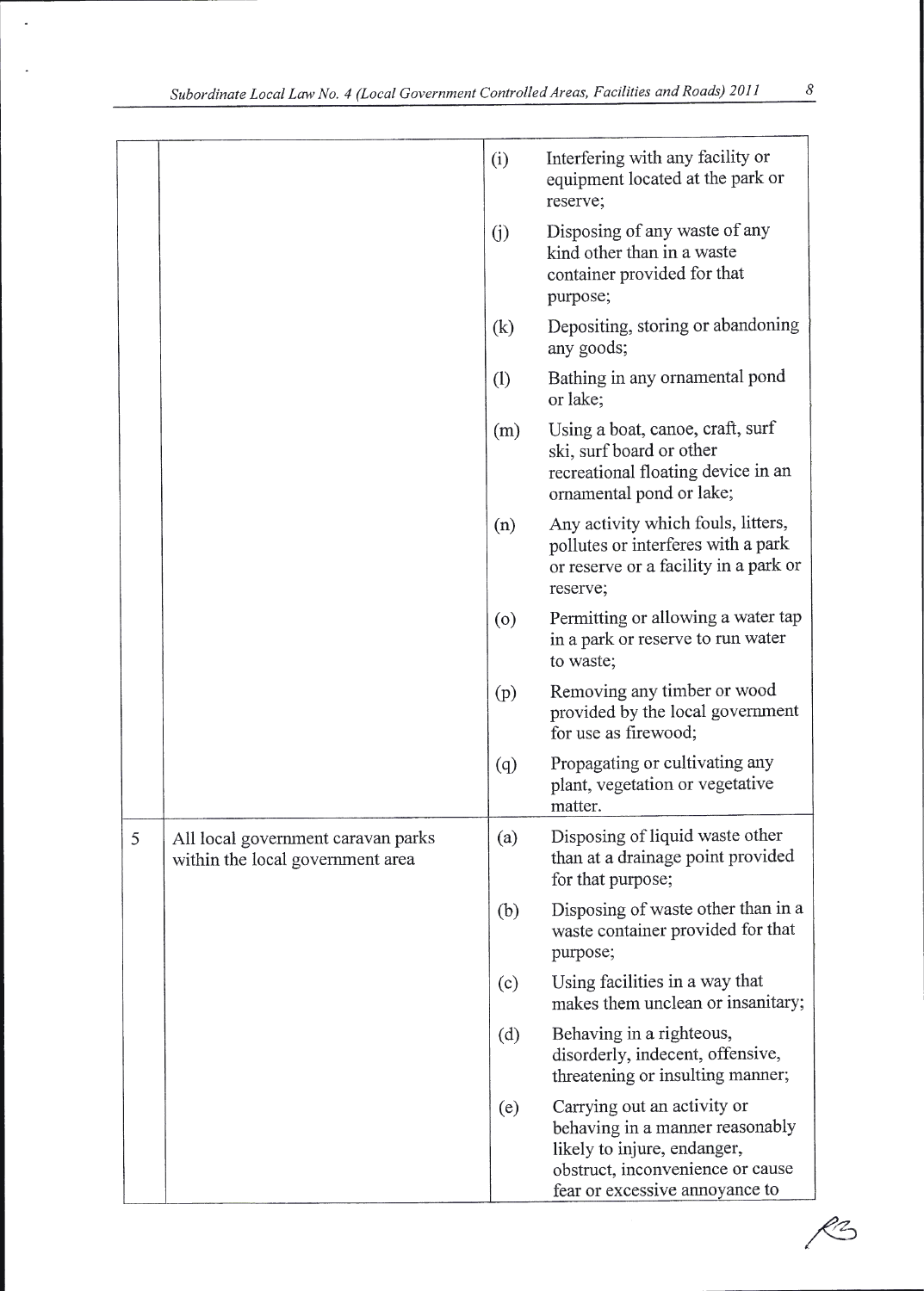| | | | |
|---|---|---|---|
| | | (i) | Interfering with any facility or equipment located at the park or reserve; |
| | | (j) | Disposing of any waste of any kind other than in a waste container provided for that purpose; |
| | | (k) | Depositing, storing or abandoning any goods; |
| | | (l) | Bathing in any ornamental pond or lake; |
| | | (m) | Using a boat, canoe, craft, surf ski, surf board or other recreational floating device in an ornamental pond or lake; |
| | | (n) | Any activity which fouls, litters, pollutes or interferes with a park or reserve or a facility in a park or reserve; |
| | | (o) | Permitting or allowing a water tap in a park or reserve to run water to waste; |
| | | (p) | Removing any timber or wood provided by the local government for use as firewood; |
| | | (q) | Propagating or cultivating any plant, vegetation or vegetative matter. |
| 5 | All local government caravan parks within the local government area | (a) | Disposing of liquid waste other than at a drainage point provided for that purpose; |
| | | (b) | Disposing of waste other than in a waste container provided for that purpose; |
| | | (c) | Using facilities in a way that makes them unclean or insanitary; |
| | | (d) | Behaving in a righteous, disorderly, indecent, offensive, threatening or insulting manner; |
| | | (e) | Carrying out an activity or behaving in a manner reasonably likely to injure, endanger, obstruct, inconvenience or cause fear or excessive annoyance to |